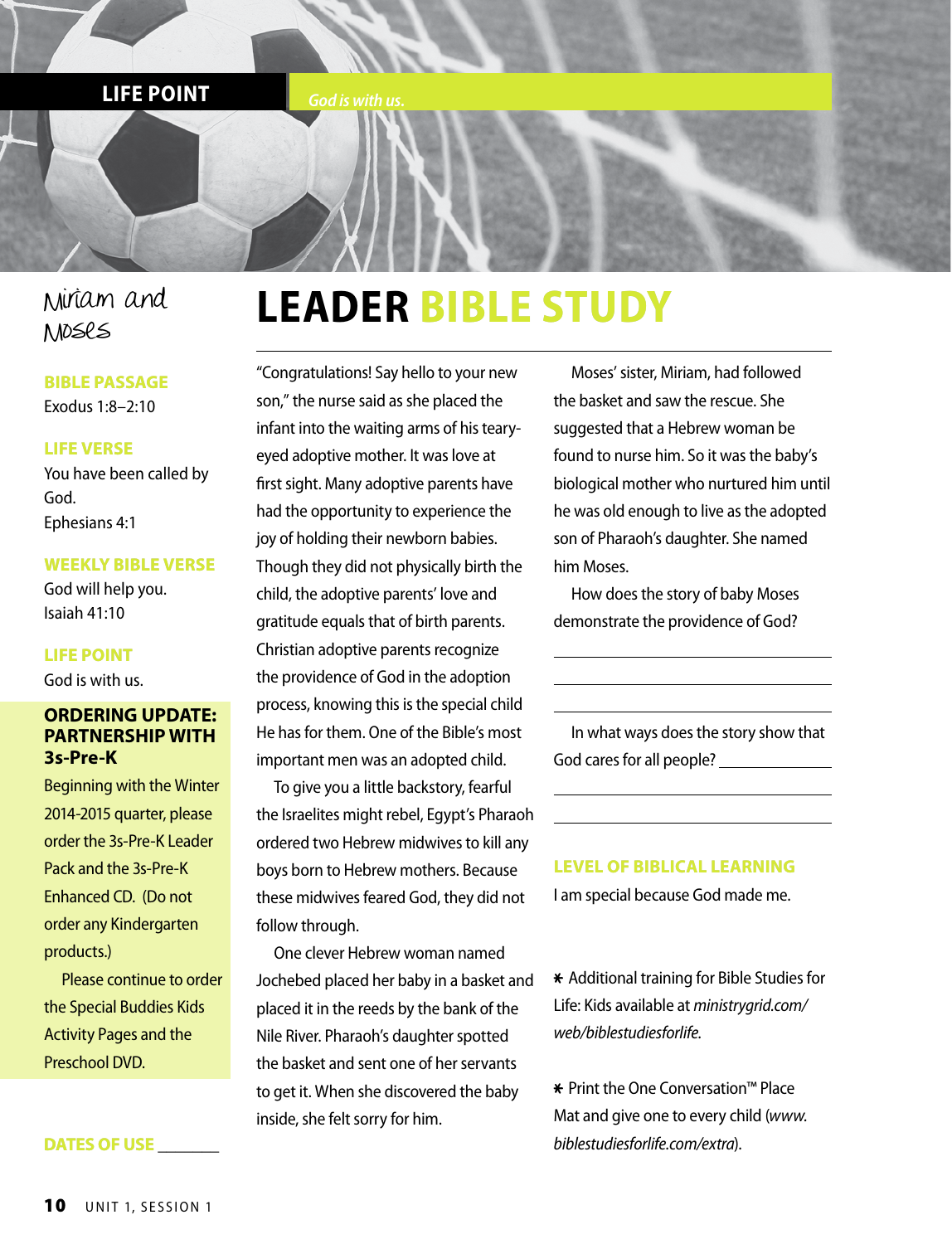**LIFE POINT** *God is with us.*

## Miriam and Moses

**BIBLE PASSAGE**
Exodus 1:8–2:10

**LIFE VERSE**
You have been called by God.
Ephesians 4:1

**WEEKLY BIBLE VERSE**
God will help you.
Isaiah 41:10

**LIFE POINT**
God is with us.

**ORDERING UPDATE: PARTNERSHIP WITH 3s-Pre-K**

Beginning with the Winter 2014-2015 quarter, please order the 3s-Pre-K Leader Pack and the 3s-Pre-K Enhanced CD. (Do not order any Kindergarten products.)

Please continue to order the Special Buddies Kids Activity Pages and the Preschool DVD.

**DATES OF USE** _______

# LEADER BIBLE STUDY

"Congratulations! Say hello to your new son," the nurse said as she placed the infant into the waiting arms of his teary-eyed adoptive mother. It was love at first sight. Many adoptive parents have had the opportunity to experience the joy of holding their newborn babies. Though they did not physically birth the child, the adoptive parents' love and gratitude equals that of birth parents. Christian adoptive parents recognize the providence of God in the adoption process, knowing this is the special child He has for them. One of the Bible's most important men was an adopted child.

To give you a little backstory, fearful the Israelites might rebel, Egypt's Pharaoh ordered two Hebrew midwives to kill any boys born to Hebrew mothers. Because these midwives feared God, they did not follow through.

One clever Hebrew woman named Jochebed placed her baby in a basket and placed it in the reeds by the bank of the Nile River. Pharaoh's daughter spotted the basket and sent one of her servants to get it. When she discovered the baby inside, she felt sorry for him.

Moses' sister, Miriam, had followed the basket and saw the rescue. She suggested that a Hebrew woman be found to nurse him. So it was the baby's biological mother who nurtured him until he was old enough to live as the adopted son of Pharaoh's daughter. She named him Moses.

How does the story of baby Moses demonstrate the providence of God?

_______________________________________

_______________________________________

_______________________________________

In what ways does the story show that God cares for all people? _______________

_______________________________________

_______________________________________

**LEVEL OF BIBLICAL LEARNING**

I am special because God made me.

* Additional training for Bible Studies for Life: Kids available at *ministrygrid.com/web/biblestudiesforlife*.

* Print the One Conversation™ Place Mat and give one to every child (*www.biblestudiesforlife.com/extra*).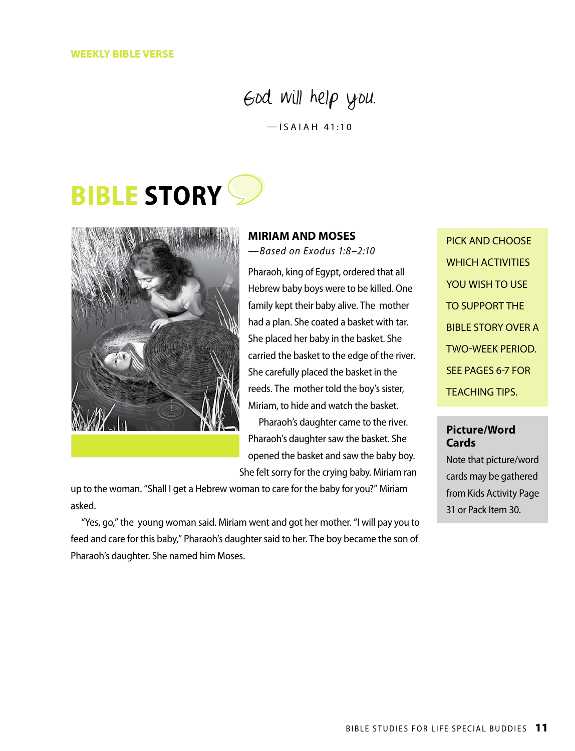**WEEKLY BIBLE VERSE**

God will help you.

—ISAIAH 41:10

# BIBLE STORY

### MIRIAM AND MOSES

*—Based on Exodus 1:8–2:10*

Pharaoh, king of Egypt, ordered that all Hebrew baby boys were to be killed. One family kept their baby alive. The mother had a plan. She coated a basket with tar. She placed her baby in the basket. She carried the basket to the edge of the river. She carefully placed the basket in the reeds. The mother told the boy's sister, Miriam, to hide and watch the basket.

Pharaoh's daughter came to the river. Pharaoh's daughter saw the basket. She opened the basket and saw the baby boy. She felt sorry for the crying baby. Miriam ran up to the woman. "Shall I get a Hebrew woman to care for the baby for you?" Miriam asked.

"Yes, go," the young woman said. Miriam went and got her mother. "I will pay you to feed and care for this baby," Pharaoh's daughter said to her. The boy became the son of Pharaoh's daughter. She named him Moses.

PICK AND CHOOSE WHICH ACTIVITIES YOU WISH TO USE TO SUPPORT THE BIBLE STORY OVER A TWO-WEEK PERIOD. SEE PAGES 6-7 FOR TEACHING TIPS.

**Picture/Word Cards**

Note that picture/word cards may be gathered from Kids Activity Page 31 or Pack Item 30.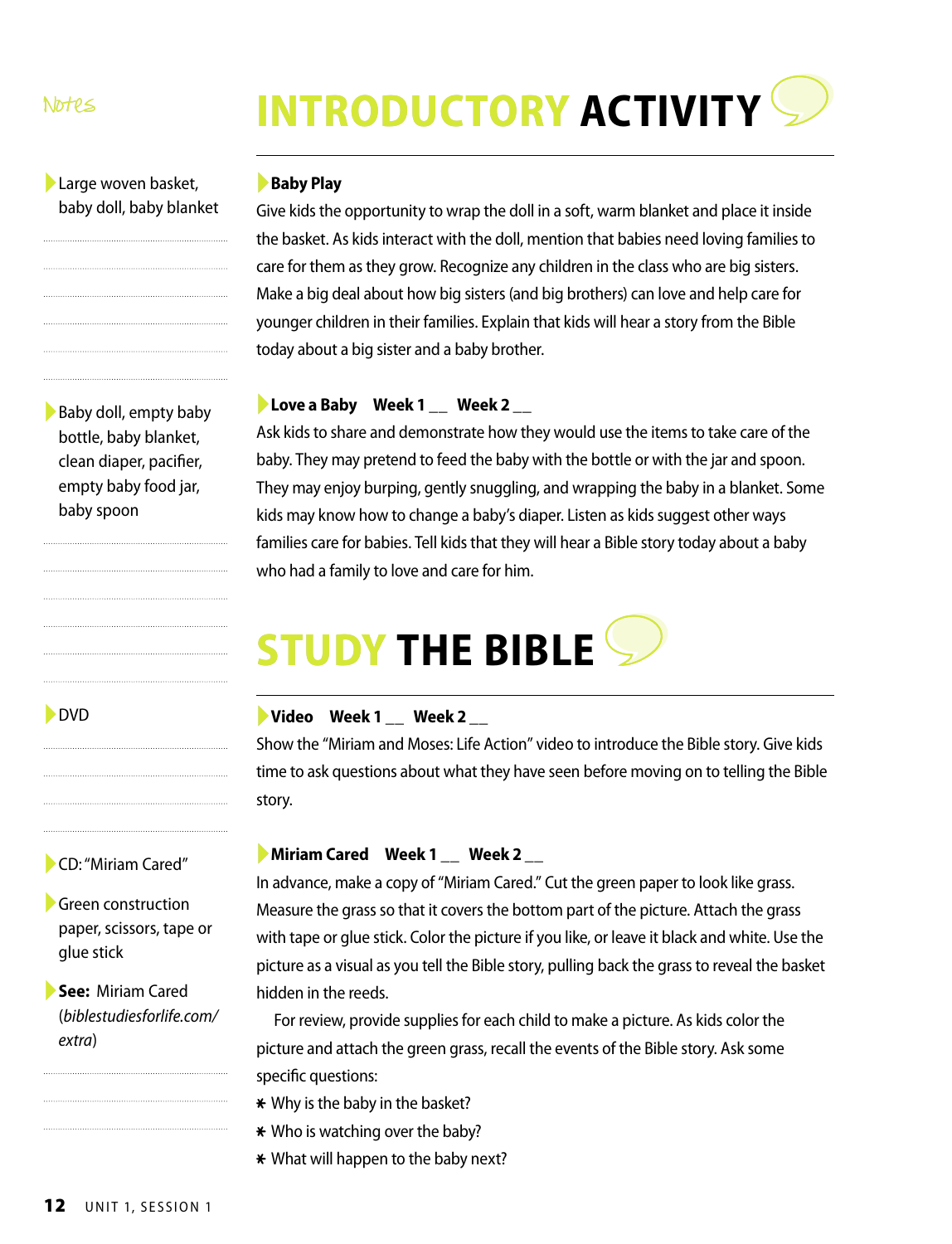Notes

# INTRODUCTORY ACTIVITY

Large woven basket, baby doll, baby blanket

**Baby Play**

Give kids the opportunity to wrap the doll in a soft, warm blanket and place it inside the basket. As kids interact with the doll, mention that babies need loving families to care for them as they grow. Recognize any children in the class who are big sisters. Make a big deal about how big sisters (and big brothers) can love and help care for younger children in their families. Explain that kids will hear a story from the Bible today about a big sister and a baby brother.

Baby doll, empty baby bottle, baby blanket, clean diaper, pacifier, empty baby food jar, baby spoon

**Love a Baby Week 1 __ Week 2 __**

Ask kids to share and demonstrate how they would use the items to take care of the baby. They may pretend to feed the baby with the bottle or with the jar and spoon. They may enjoy burping, gently snuggling, and wrapping the baby in a blanket. Some kids may know how to change a baby's diaper. Listen as kids suggest other ways families care for babies. Tell kids that they will hear a Bible story today about a baby who had a family to love and care for him.

# STUDY THE BIBLE

DVD

**Video Week 1 __ Week 2 __**

Show the "Miriam and Moses: Life Action" video to introduce the Bible story. Give kids time to ask questions about what they have seen before moving on to telling the Bible story.

CD: "Miriam Cared"

Green construction paper, scissors, tape or glue stick

**See:** Miriam Cared (*biblestudiesforlife.com/extra*)

**Miriam Cared Week 1 __ Week 2 __**

In advance, make a copy of "Miriam Cared." Cut the green paper to look like grass. Measure the grass so that it covers the bottom part of the picture. Attach the grass with tape or glue stick. Color the picture if you like, or leave it black and white. Use the picture as a visual as you tell the Bible story, pulling back the grass to reveal the basket hidden in the reeds.

For review, provide supplies for each child to make a picture. As kids color the picture and attach the green grass, recall the events of the Bible story. Ask some specific questions:

- Why is the baby in the basket?
- Who is watching over the baby?
- What will happen to the baby next?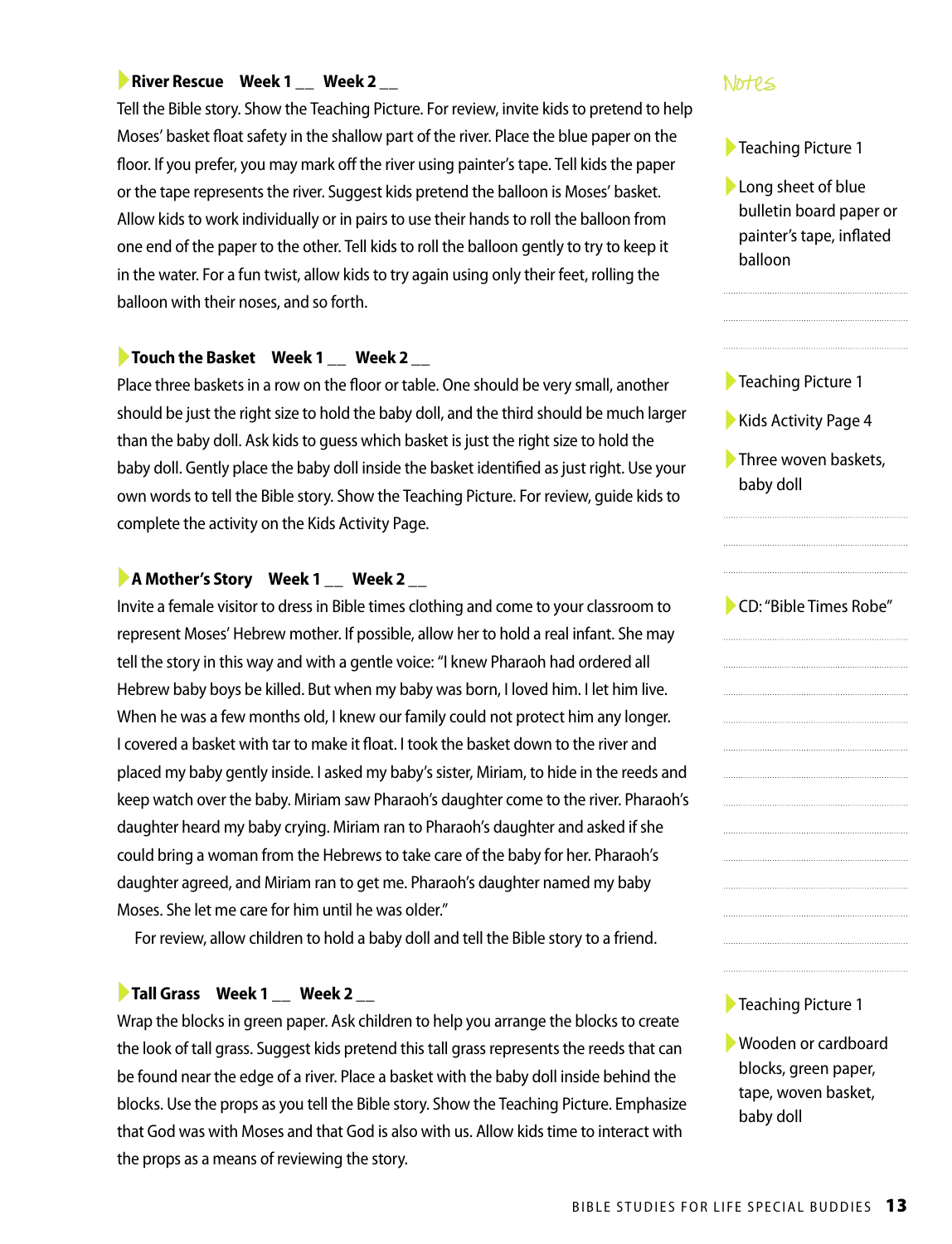### River Rescue    Week 1 __  Week 2 __

Tell the Bible story. Show the Teaching Picture. For review, invite kids to pretend to help Moses' basket float safety in the shallow part of the river. Place the blue paper on the floor. If you prefer, you may mark off the river using painter's tape. Tell kids the paper or the tape represents the river. Suggest kids pretend the balloon is Moses' basket. Allow kids to work individually or in pairs to use their hands to roll the balloon from one end of the paper to the other. Tell kids to roll the balloon gently to try to keep it in the water. For a fun twist, allow kids to try again using only their feet, rolling the balloon with their noses, and so forth.

- Teaching Picture 1
- Long sheet of blue bulletin board paper or painter's tape, inflated balloon

### Touch the Basket    Week 1 __  Week 2 __

Place three baskets in a row on the floor or table. One should be very small, another should be just the right size to hold the baby doll, and the third should be much larger than the baby doll. Ask kids to guess which basket is just the right size to hold the baby doll. Gently place the baby doll inside the basket identified as just right. Use your own words to tell the Bible story. Show the Teaching Picture. For review, guide kids to complete the activity on the Kids Activity Page.

- Teaching Picture 1
- Kids Activity Page 4
- Three woven baskets, baby doll

### A Mother's Story    Week 1 __  Week 2 __

Invite a female visitor to dress in Bible times clothing and come to your classroom to represent Moses' Hebrew mother. If possible, allow her to hold a real infant. She may tell the story in this way and with a gentle voice: "I knew Pharaoh had ordered all Hebrew baby boys be killed. But when my baby was born, I loved him. I let him live. When he was a few months old, I knew our family could not protect him any longer. I covered a basket with tar to make it float. I took the basket down to the river and placed my baby gently inside. I asked my baby's sister, Miriam, to hide in the reeds and keep watch over the baby. Miriam saw Pharaoh's daughter come to the river. Pharaoh's daughter heard my baby crying. Miriam ran to Pharaoh's daughter and asked if she could bring a woman from the Hebrews to take care of the baby for her. Pharaoh's daughter agreed, and Miriam ran to get me. Pharaoh's daughter named my baby Moses. She let me care for him until he was older."

For review, allow children to hold a baby doll and tell the Bible story to a friend.

- CD: "Bible Times Robe"

### Tall Grass    Week 1 __  Week 2 __

Wrap the blocks in green paper. Ask children to help you arrange the blocks to create the look of tall grass. Suggest kids pretend this tall grass represents the reeds that can be found near the edge of a river. Place a basket with the baby doll inside behind the blocks. Use the props as you tell the Bible story. Show the Teaching Picture. Emphasize that God was with Moses and that God is also with us. Allow kids time to interact with the props as a means of reviewing the story.

- Teaching Picture 1
- Wooden or cardboard blocks, green paper, tape, woven basket, baby doll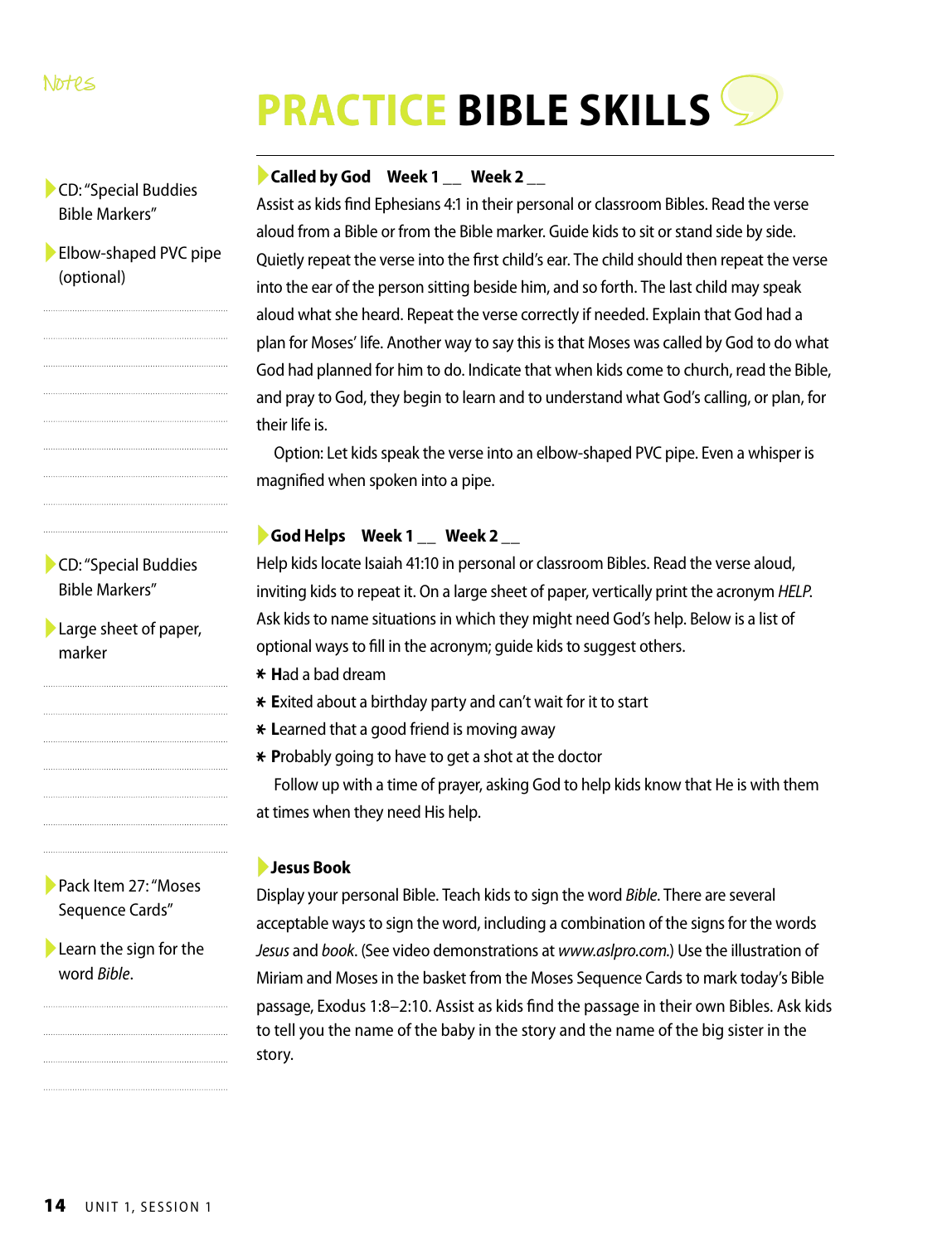Notes

# PRACTICE BIBLE SKILLS

- CD: "Special Buddies Bible Markers"
- Elbow-shaped PVC pipe (optional)

### Called by God  Week 1 __  Week 2 __

Assist as kids find Ephesians 4:1 in their personal or classroom Bibles. Read the verse aloud from a Bible or from the Bible marker. Guide kids to sit or stand side by side. Quietly repeat the verse into the first child's ear. The child should then repeat the verse into the ear of the person sitting beside him, and so forth. The last child may speak aloud what she heard. Repeat the verse correctly if needed. Explain that God had a plan for Moses' life. Another way to say this is that Moses was called by God to do what God had planned for him to do. Indicate that when kids come to church, read the Bible, and pray to God, they begin to learn and to understand what God's calling, or plan, for their life is.

Option: Let kids speak the verse into an elbow-shaped PVC pipe. Even a whisper is magnified when spoken into a pipe.

- CD: "Special Buddies Bible Markers"
- Large sheet of paper, marker

### God Helps  Week 1 __  Week 2 __

Help kids locate Isaiah 41:10 in personal or classroom Bibles. Read the verse aloud, inviting kids to repeat it. On a large sheet of paper, vertically print the acronym *HELP*. Ask kids to name situations in which they might need God's help. Below is a list of optional ways to fill in the acronym; guide kids to suggest others.

* **H**ad a bad dream
* **E**xited about a birthday party and can't wait for it to start
* **L**earned that a good friend is moving away
* **P**robably going to have to get a shot at the doctor

Follow up with a time of prayer, asking God to help kids know that He is with them at times when they need His help.

- Pack Item 27: "Moses Sequence Cards"
- Learn the sign for the word *Bible*.

### Jesus Book

Display your personal Bible. Teach kids to sign the word *Bible*. There are several acceptable ways to sign the word, including a combination of the signs for the words *Jesus* and *book*. (See video demonstrations at *www.aslpro.com*.) Use the illustration of Miriam and Moses in the basket from the Moses Sequence Cards to mark today's Bible passage, Exodus 1:8–2:10. Assist as kids find the passage in their own Bibles. Ask kids to tell you the name of the baby in the story and the name of the big sister in the story.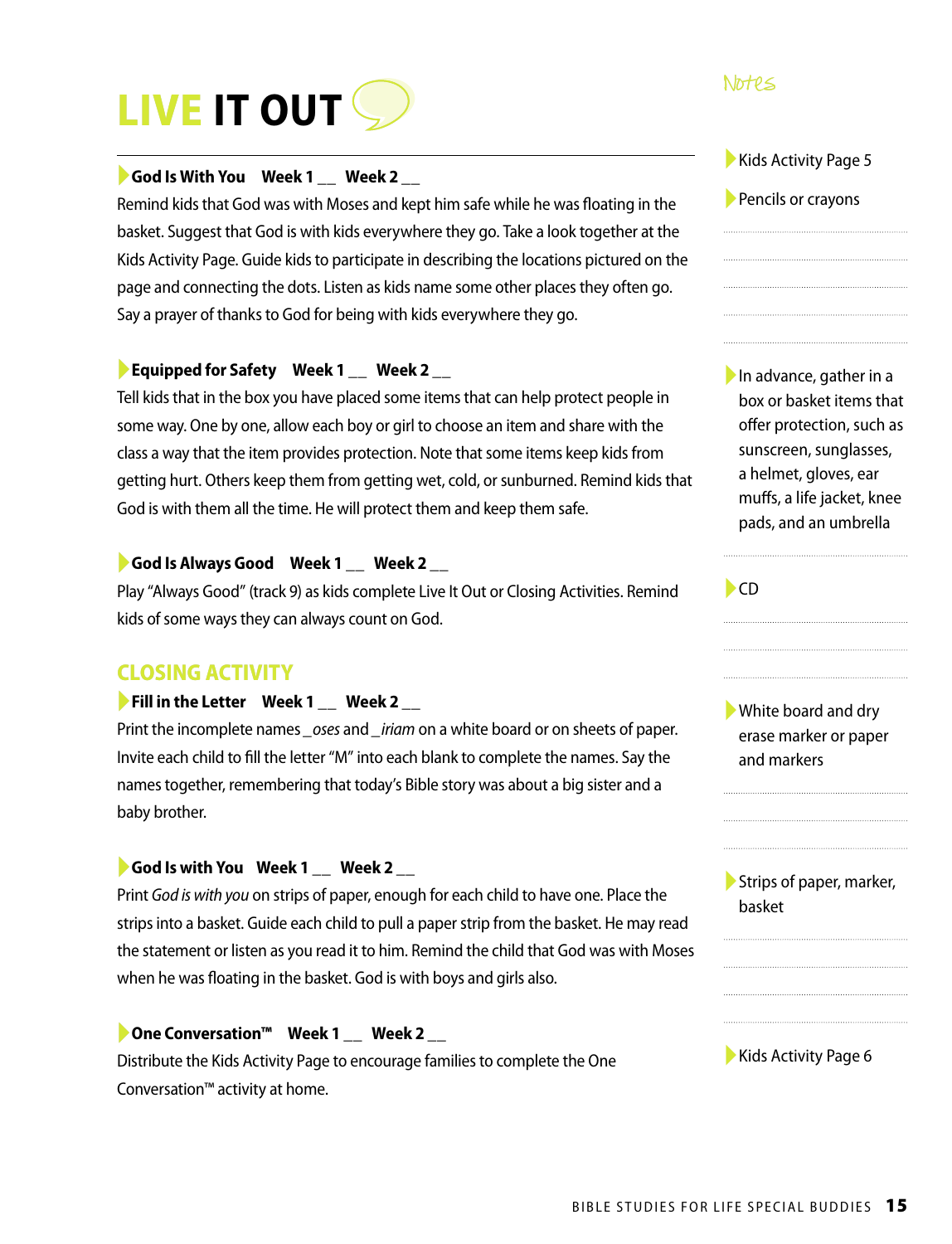# LIVE IT OUT

### God Is With You Week 1 __ Week 2 __

Remind kids that God was with Moses and kept him safe while he was floating in the basket. Suggest that God is with kids everywhere they go. Take a look together at the Kids Activity Page. Guide kids to participate in describing the locations pictured on the page and connecting the dots. Listen as kids name some other places they often go. Say a prayer of thanks to God for being with kids everywhere they go.

### Equipped for Safety Week 1 __ Week 2 __

Tell kids that in the box you have placed some items that can help protect people in some way. One by one, allow each boy or girl to choose an item and share with the class a way that the item provides protection. Note that some items keep kids from getting hurt. Others keep them from getting wet, cold, or sunburned. Remind kids that God is with them all the time. He will protect them and keep them safe.

### God Is Always Good Week 1 __ Week 2 __

Play "Always Good" (track 9) as kids complete Live It Out or Closing Activities. Remind kids of some ways they can always count on God.

## CLOSING ACTIVITY

### Fill in the Letter Week 1 __ Week 2 __

Print the incomplete names _*oses* and _*iriam* on a white board or on sheets of paper. Invite each child to fill the letter "M" into each blank to complete the names. Say the names together, remembering that today's Bible story was about a big sister and a baby brother.

### God Is with You Week 1 __ Week 2 __

Print *God is with you* on strips of paper, enough for each child to have one. Place the strips into a basket. Guide each child to pull a paper strip from the basket. He may read the statement or listen as you read it to him. Remind the child that God was with Moses when he was floating in the basket. God is with boys and girls also.

### One Conversation™ Week 1 __ Week 2 __

Distribute the Kids Activity Page to encourage families to complete the One Conversation™ activity at home.

## Notes

- Kids Activity Page 5
- Pencils or crayons
- In advance, gather in a box or basket items that offer protection, such as sunscreen, sunglasses, a helmet, gloves, ear muffs, a life jacket, knee pads, and an umbrella
- CD
- White board and dry erase marker or paper and markers
- Strips of paper, marker, basket
- Kids Activity Page 6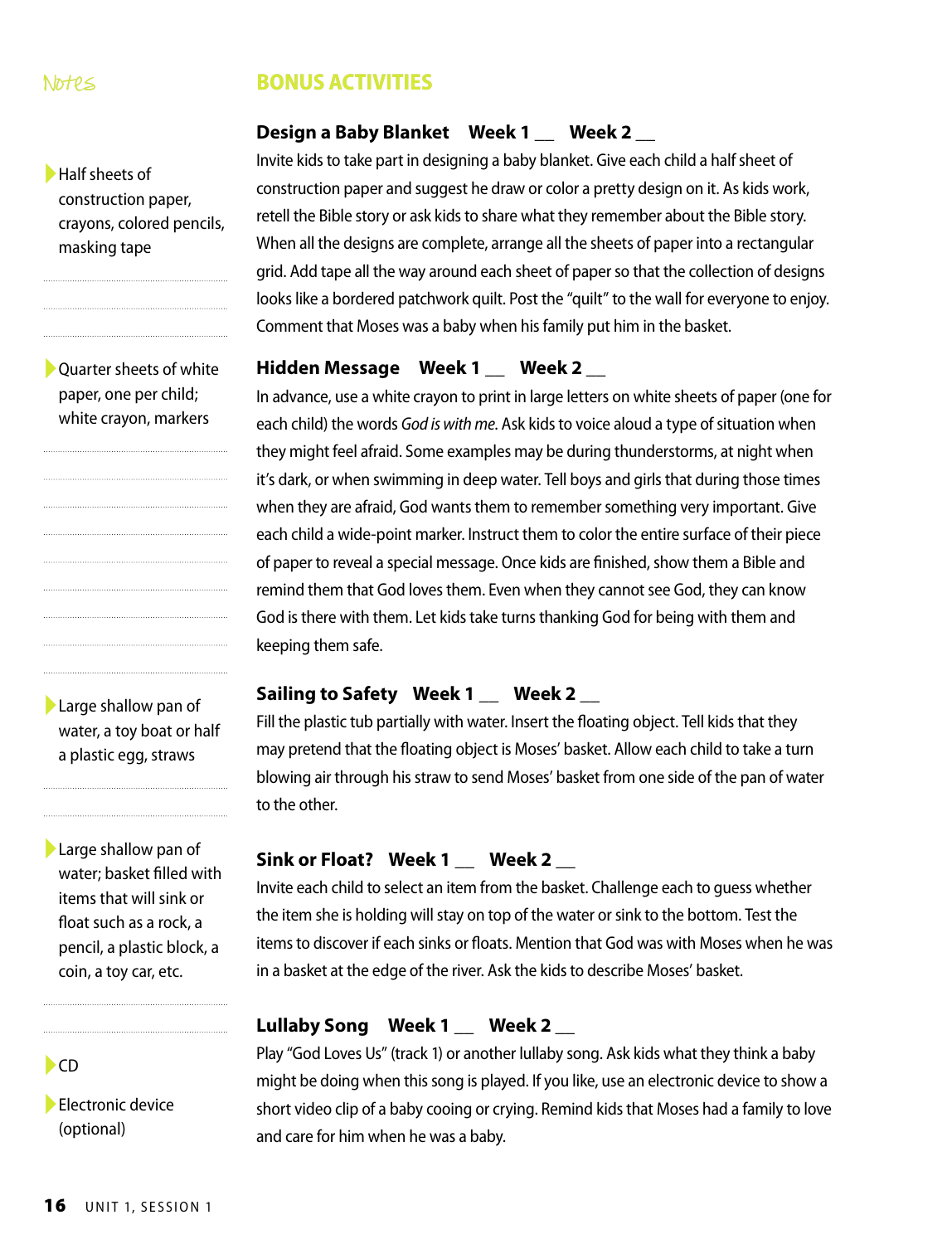Notes

## BONUS ACTIVITIES

### Design a Baby Blanket Week 1 __ Week 2 __

- Half sheets of construction paper, crayons, colored pencils, masking tape

Invite kids to take part in designing a baby blanket. Give each child a half sheet of construction paper and suggest he draw or color a pretty design on it. As kids work, retell the Bible story or ask kids to share what they remember about the Bible story. When all the designs are complete, arrange all the sheets of paper into a rectangular grid. Add tape all the way around each sheet of paper so that the collection of designs looks like a bordered patchwork quilt. Post the "quilt" to the wall for everyone to enjoy. Comment that Moses was a baby when his family put him in the basket.

### Hidden Message Week 1 __ Week 2 __

- Quarter sheets of white paper, one per child; white crayon, markers

In advance, use a white crayon to print in large letters on white sheets of paper (one for each child) the words *God is with me*. Ask kids to voice aloud a type of situation when they might feel afraid. Some examples may be during thunderstorms, at night when it's dark, or when swimming in deep water. Tell boys and girls that during those times when they are afraid, God wants them to remember something very important. Give each child a wide-point marker. Instruct them to color the entire surface of their piece of paper to reveal a special message. Once kids are finished, show them a Bible and remind them that God loves them. Even when they cannot see God, they can know God is there with them. Let kids take turns thanking God for being with them and keeping them safe.

### Sailing to Safety Week 1 __ Week 2 __

- Large shallow pan of water, a toy boat or half a plastic egg, straws

Fill the plastic tub partially with water. Insert the floating object. Tell kids that they may pretend that the floating object is Moses' basket. Allow each child to take a turn blowing air through his straw to send Moses' basket from one side of the pan of water to the other.

### Sink or Float? Week 1 __ Week 2 __

- Large shallow pan of water; basket filled with items that will sink or float such as a rock, a pencil, a plastic block, a coin, a toy car, etc.

Invite each child to select an item from the basket. Challenge each to guess whether the item she is holding will stay on top of the water or sink to the bottom. Test the items to discover if each sinks or floats. Mention that God was with Moses when he was in a basket at the edge of the river. Ask the kids to describe Moses' basket.

### Lullaby Song Week 1 __ Week 2 __

- CD
- Electronic device (optional)

Play "God Loves Us" (track 1) or another lullaby song. Ask kids what they think a baby might be doing when this song is played. If you like, use an electronic device to show a short video clip of a baby cooing or crying. Remind kids that Moses had a family to love and care for him when he was a baby.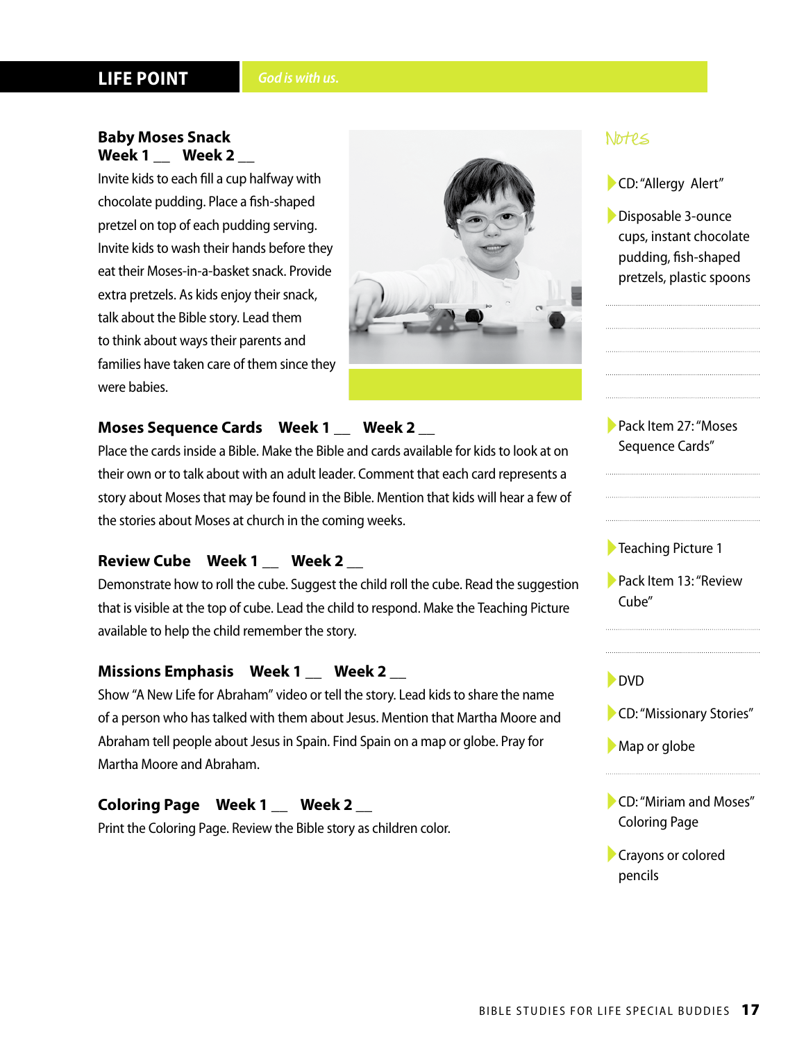## LIFE POINT

*God is with us.*

### Baby Moses Snack

**Week 1 __ Week 2 __**

Invite kids to each fill a cup halfway with chocolate pudding. Place a fish-shaped pretzel on top of each pudding serving. Invite kids to wash their hands before they eat their Moses-in-a-basket snack. Provide extra pretzels. As kids enjoy their snack, talk about the Bible story. Lead them to think about ways their parents and families have taken care of them since they were babies.

### Moses Sequence Cards Week 1 __ Week 2 __

Place the cards inside a Bible. Make the Bible and cards available for kids to look at on their own or to talk about with an adult leader. Comment that each card represents a story about Moses that may be found in the Bible. Mention that kids will hear a few of the stories about Moses at church in the coming weeks.

### Review Cube Week 1 __ Week 2 __

Demonstrate how to roll the cube. Suggest the child roll the cube. Read the suggestion that is visible at the top of cube. Lead the child to respond. Make the Teaching Picture available to help the child remember the story.

### Missions Emphasis Week 1 __ Week 2 __

Show "A New Life for Abraham" video or tell the story. Lead kids to share the name of a person who has talked with them about Jesus. Mention that Martha Moore and Abraham tell people about Jesus in Spain. Find Spain on a map or globe. Pray for Martha Moore and Abraham.

### Coloring Page Week 1 __ Week 2 __

Print the Coloring Page. Review the Bible story as children color.

### Notes

- CD: "Allergy Alert"
- Disposable 3-ounce cups, instant chocolate pudding, fish-shaped pretzels, plastic spoons
- Pack Item 27: "Moses Sequence Cards"
- Teaching Picture 1
- Pack Item 13: "Review Cube"
- DVD
- CD: "Missionary Stories"
- Map or globe
- CD: "Miriam and Moses" Coloring Page
- Crayons or colored pencils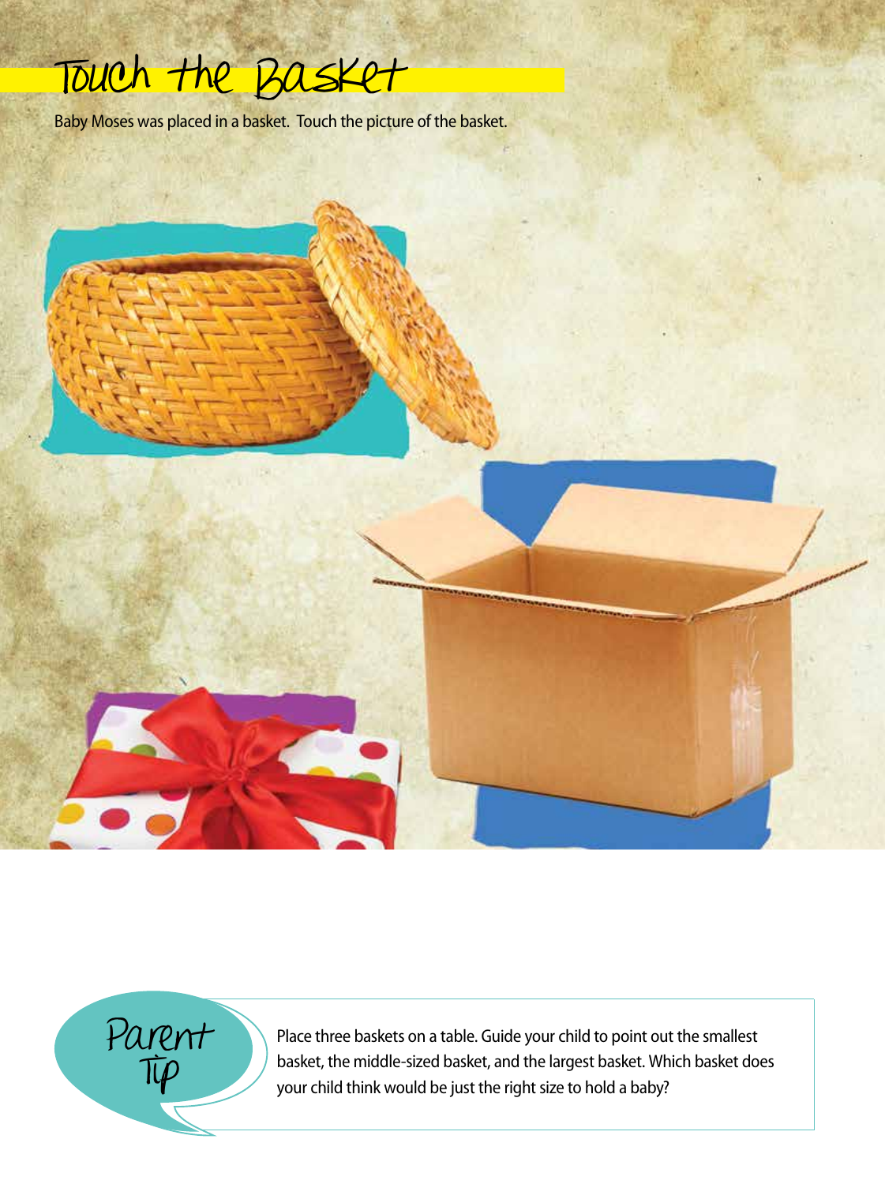# Touch the Basket

Baby Moses was placed in a basket. Touch the picture of the basket.

Parent Tip

Place three baskets on a table. Guide your child to point out the smallest basket, the middle-sized basket, and the largest basket. Which basket does your child think would be just the right size to hold a baby?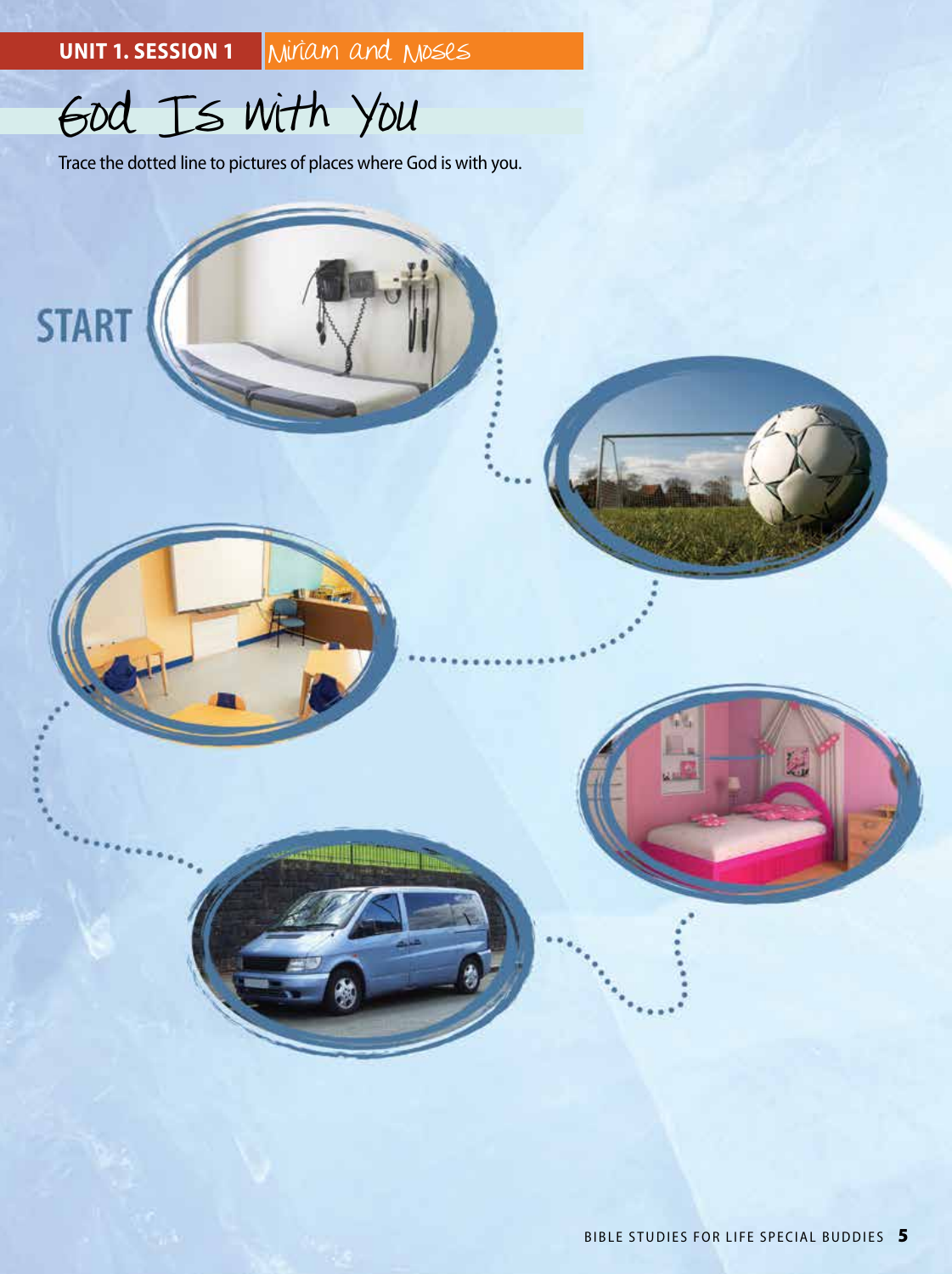UNIT 1. SESSION 1 Miriam and Moses

# God Is with You

Trace the dotted line to pictures of places where God is with you.

START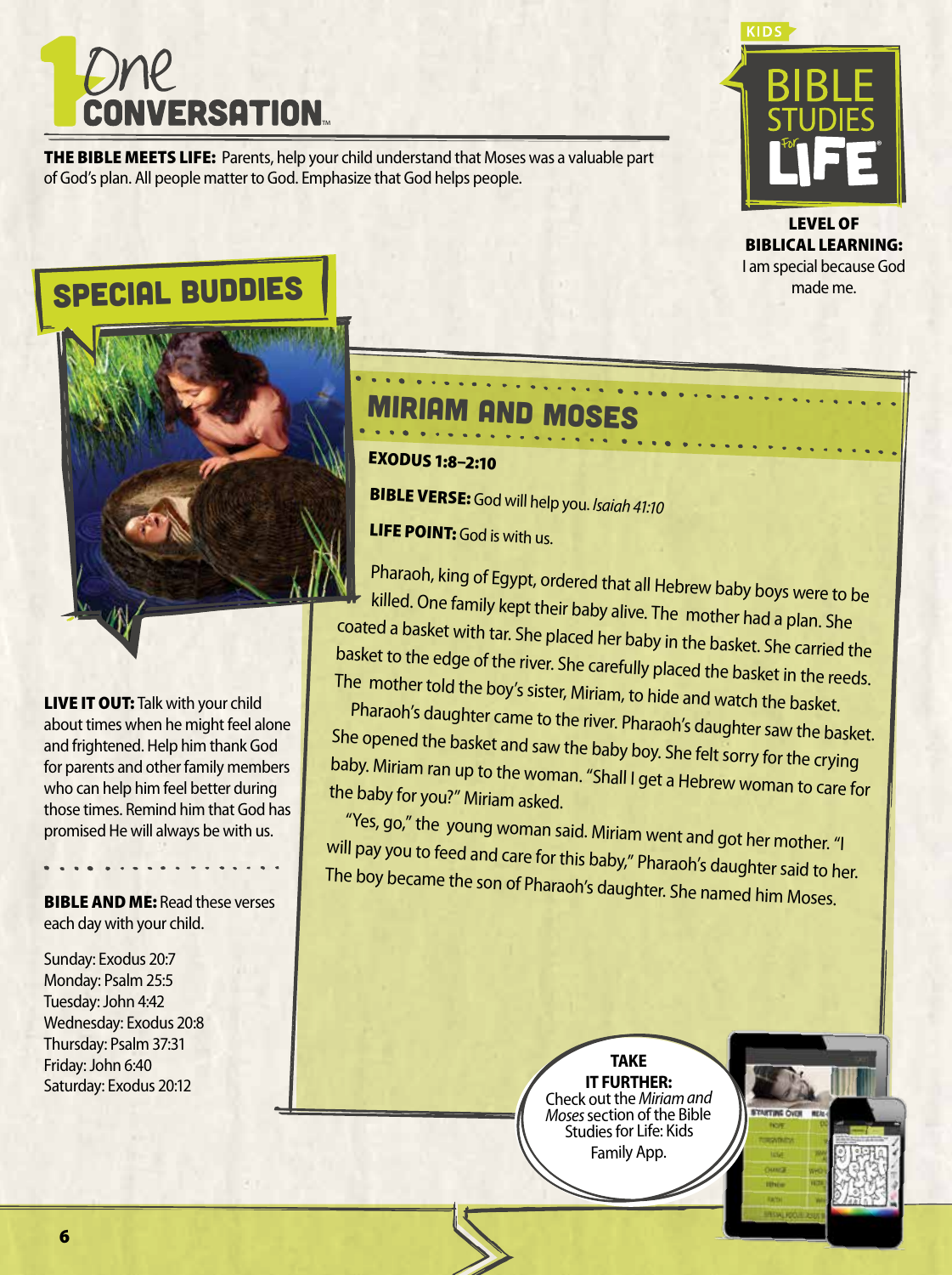# One CONVERSATION

**THE BIBLE MEETS LIFE:** Parents, help your child understand that Moses was a valuable part of God's plan. All people matter to God. Emphasize that God helps people.

KIDS
BIBLE STUDIES For LIFE

**LEVEL OF BIBLICAL LEARNING:**
I am special because God made me.

## SPECIAL BUDDIES

## MIRIAM AND MOSES

**EXODUS 1:8–2:10**

**BIBLE VERSE:** God will help you. *Isaiah 41:10*

**LIFE POINT:** God is with us.

Pharaoh, king of Egypt, ordered that all Hebrew baby boys were to be killed. One family kept their baby alive. The mother had a plan. She coated a basket with tar. She placed her baby in the basket. She carried the basket to the edge of the river. She carefully placed the basket in the reeds. The mother told the boy's sister, Miriam, to hide and watch the basket.

Pharaoh's daughter came to the river. Pharaoh's daughter saw the basket. She opened the basket and saw the baby boy. She felt sorry for the crying baby. Miriam ran up to the woman. "Shall I get a Hebrew woman to care for the baby for you?" Miriam asked.

"Yes, go," the young woman said. Miriam went and got her mother. "I will pay you to feed and care for this baby," Pharaoh's daughter said to her. The boy became the son of Pharaoh's daughter. She named him Moses.

**LIVE IT OUT:** Talk with your child about times when he might feel alone and frightened. Help him thank God for parents and other family members who can help him feel better during those times. Remind him that God has promised He will always be with us.

**BIBLE AND ME:** Read these verses each day with your child.

Sunday: Exodus 20:7
Monday: Psalm 25:5
Tuesday: John 4:42
Wednesday: Exodus 20:8
Thursday: Psalm 37:31
Friday: John 6:40
Saturday: Exodus 20:12

**TAKE IT FURTHER:** Check out the *Miriam and Moses* section of the Bible Studies for Life: Kids Family App.